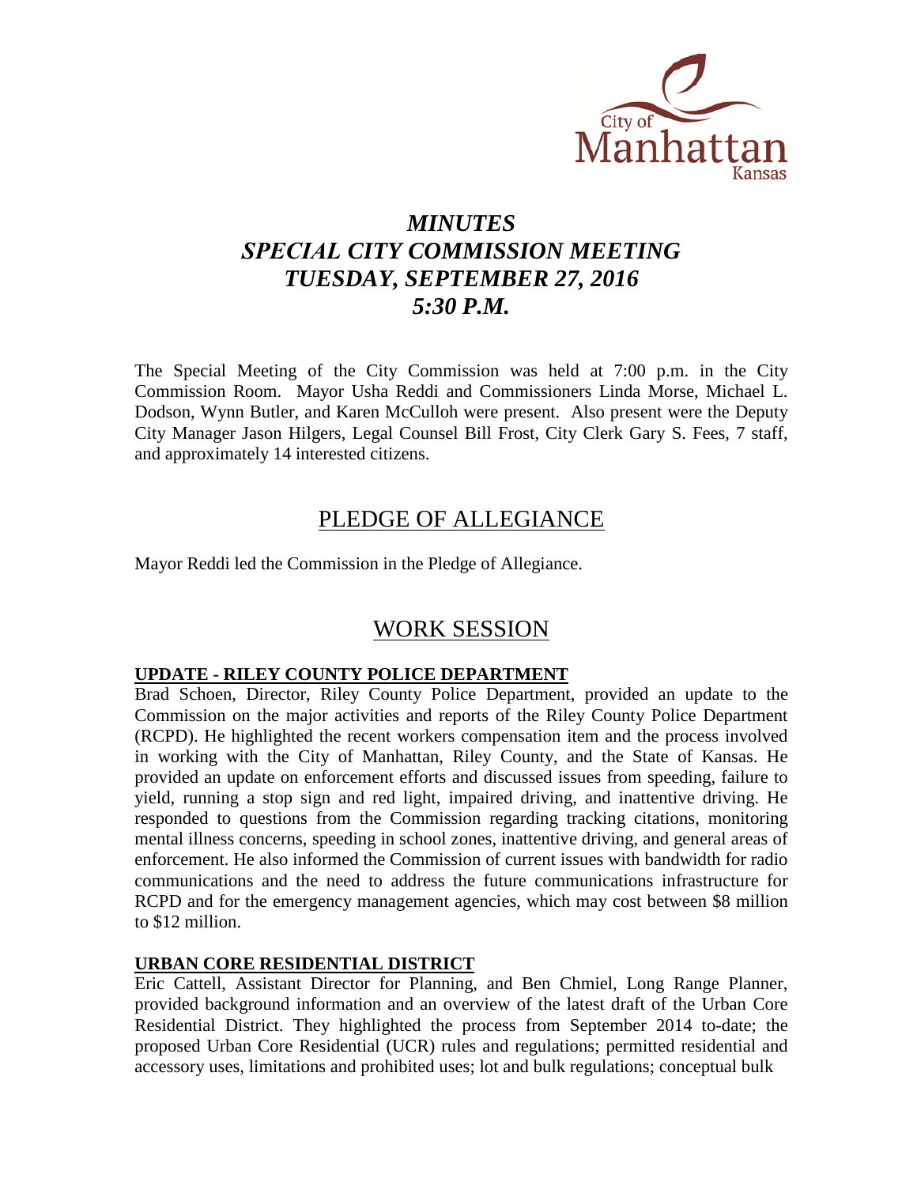City of Manhattan Kansas

# *MINUTES*
# *SPECIAL CITY COMMISSION MEETING*
# *TUESDAY, SEPTEMBER 27, 2016*
# *5:30 P.M.*

The Special Meeting of the City Commission was held at 7:00 p.m. in the City Commission Room. Mayor Usha Reddi and Commissioners Linda Morse, Michael L. Dodson, Wynn Butler, and Karen McCulloh were present. Also present were the Deputy City Manager Jason Hilgers, Legal Counsel Bill Frost, City Clerk Gary S. Fees, 7 staff, and approximately 14 interested citizens.

## PLEDGE OF ALLEGIANCE

Mayor Reddi led the Commission in the Pledge of Allegiance.

## WORK SESSION

### UPDATE - RILEY COUNTY POLICE DEPARTMENT

Brad Schoen, Director, Riley County Police Department, provided an update to the Commission on the major activities and reports of the Riley County Police Department (RCPD). He highlighted the recent workers compensation item and the process involved in working with the City of Manhattan, Riley County, and the State of Kansas. He provided an update on enforcement efforts and discussed issues from speeding, failure to yield, running a stop sign and red light, impaired driving, and inattentive driving. He responded to questions from the Commission regarding tracking citations, monitoring mental illness concerns, speeding in school zones, inattentive driving, and general areas of enforcement. He also informed the Commission of current issues with bandwidth for radio communications and the need to address the future communications infrastructure for RCPD and for the emergency management agencies, which may cost between \$8 million to \$12 million.

### URBAN CORE RESIDENTIAL DISTRICT

Eric Cattell, Assistant Director for Planning, and Ben Chmiel, Long Range Planner, provided background information and an overview of the latest draft of the Urban Core Residential District. They highlighted the process from September 2014 to-date; the proposed Urban Core Residential (UCR) rules and regulations; permitted residential and accessory uses, limitations and prohibited uses; lot and bulk regulations; conceptual bulk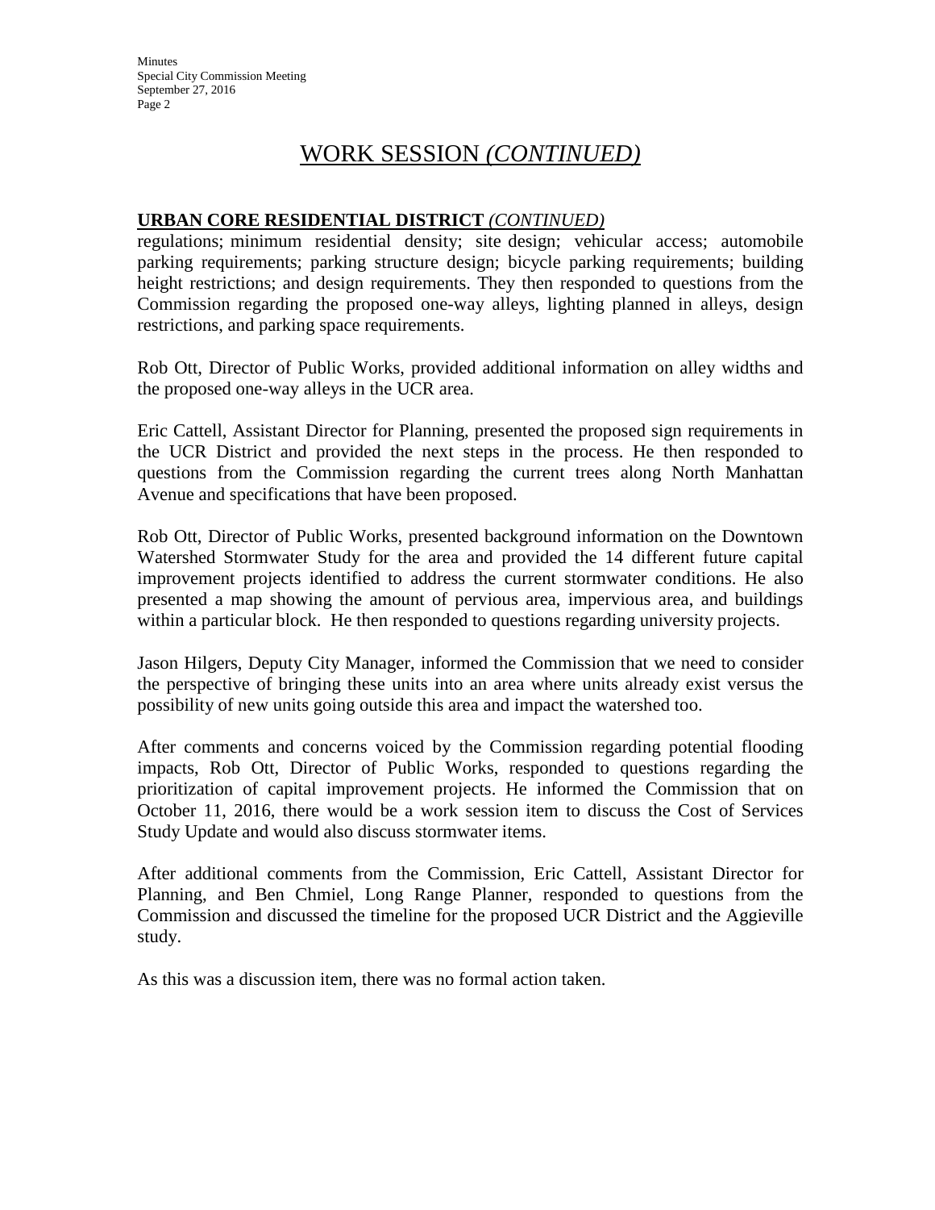# WORK SESSION *(CONTINUED)*

**URBAN CORE RESIDENTIAL DISTRICT** *(CONTINUED)*

regulations; minimum residential density; site design; vehicular access; automobile parking requirements; parking structure design; bicycle parking requirements; building height restrictions; and design requirements. They then responded to questions from the Commission regarding the proposed one-way alleys, lighting planned in alleys, design restrictions, and parking space requirements.

Rob Ott, Director of Public Works, provided additional information on alley widths and the proposed one-way alleys in the UCR area.

Eric Cattell, Assistant Director for Planning, presented the proposed sign requirements in the UCR District and provided the next steps in the process. He then responded to questions from the Commission regarding the current trees along North Manhattan Avenue and specifications that have been proposed.

Rob Ott, Director of Public Works, presented background information on the Downtown Watershed Stormwater Study for the area and provided the 14 different future capital improvement projects identified to address the current stormwater conditions. He also presented a map showing the amount of pervious area, impervious area, and buildings within a particular block. He then responded to questions regarding university projects.

Jason Hilgers, Deputy City Manager, informed the Commission that we need to consider the perspective of bringing these units into an area where units already exist versus the possibility of new units going outside this area and impact the watershed too.

After comments and concerns voiced by the Commission regarding potential flooding impacts, Rob Ott, Director of Public Works, responded to questions regarding the prioritization of capital improvement projects. He informed the Commission that on October 11, 2016, there would be a work session item to discuss the Cost of Services Study Update and would also discuss stormwater items.

After additional comments from the Commission, Eric Cattell, Assistant Director for Planning, and Ben Chmiel, Long Range Planner, responded to questions from the Commission and discussed the timeline for the proposed UCR District and the Aggieville study.

As this was a discussion item, there was no formal action taken.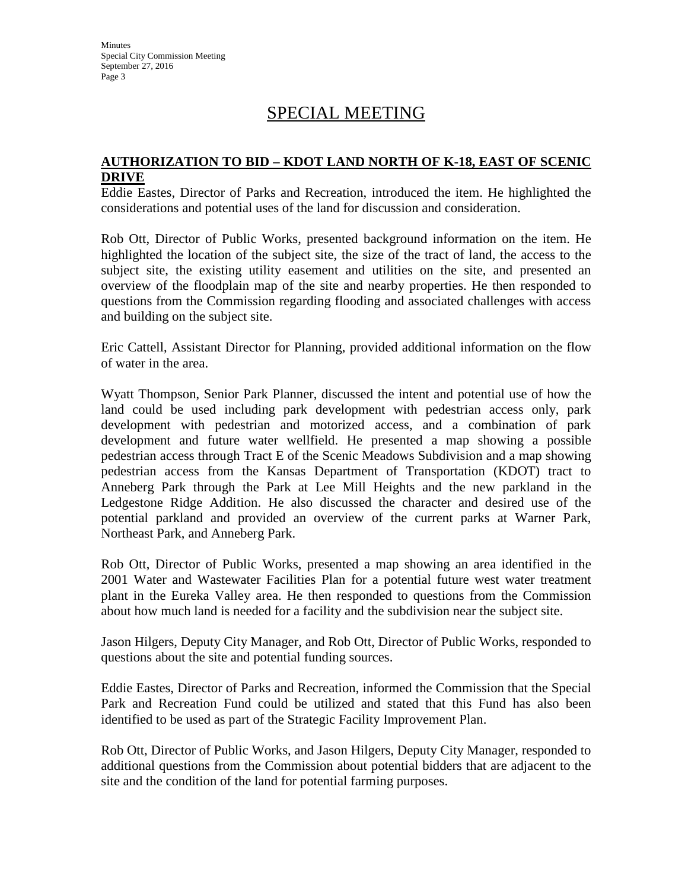# SPECIAL MEETING

**AUTHORIZATION TO BID – KDOT LAND NORTH OF K-18, EAST OF SCENIC DRIVE**

Eddie Eastes, Director of Parks and Recreation, introduced the item. He highlighted the considerations and potential uses of the land for discussion and consideration.

Rob Ott, Director of Public Works, presented background information on the item. He highlighted the location of the subject site, the size of the tract of land, the access to the subject site, the existing utility easement and utilities on the site, and presented an overview of the floodplain map of the site and nearby properties. He then responded to questions from the Commission regarding flooding and associated challenges with access and building on the subject site.

Eric Cattell, Assistant Director for Planning, provided additional information on the flow of water in the area.

Wyatt Thompson, Senior Park Planner, discussed the intent and potential use of how the land could be used including park development with pedestrian access only, park development with pedestrian and motorized access, and a combination of park development and future water wellfield. He presented a map showing a possible pedestrian access through Tract E of the Scenic Meadows Subdivision and a map showing pedestrian access from the Kansas Department of Transportation (KDOT) tract to Anneberg Park through the Park at Lee Mill Heights and the new parkland in the Ledgestone Ridge Addition. He also discussed the character and desired use of the potential parkland and provided an overview of the current parks at Warner Park, Northeast Park, and Anneberg Park.

Rob Ott, Director of Public Works, presented a map showing an area identified in the 2001 Water and Wastewater Facilities Plan for a potential future west water treatment plant in the Eureka Valley area. He then responded to questions from the Commission about how much land is needed for a facility and the subdivision near the subject site.

Jason Hilgers, Deputy City Manager, and Rob Ott, Director of Public Works, responded to questions about the site and potential funding sources.

Eddie Eastes, Director of Parks and Recreation, informed the Commission that the Special Park and Recreation Fund could be utilized and stated that this Fund has also been identified to be used as part of the Strategic Facility Improvement Plan.

Rob Ott, Director of Public Works, and Jason Hilgers, Deputy City Manager, responded to additional questions from the Commission about potential bidders that are adjacent to the site and the condition of the land for potential farming purposes.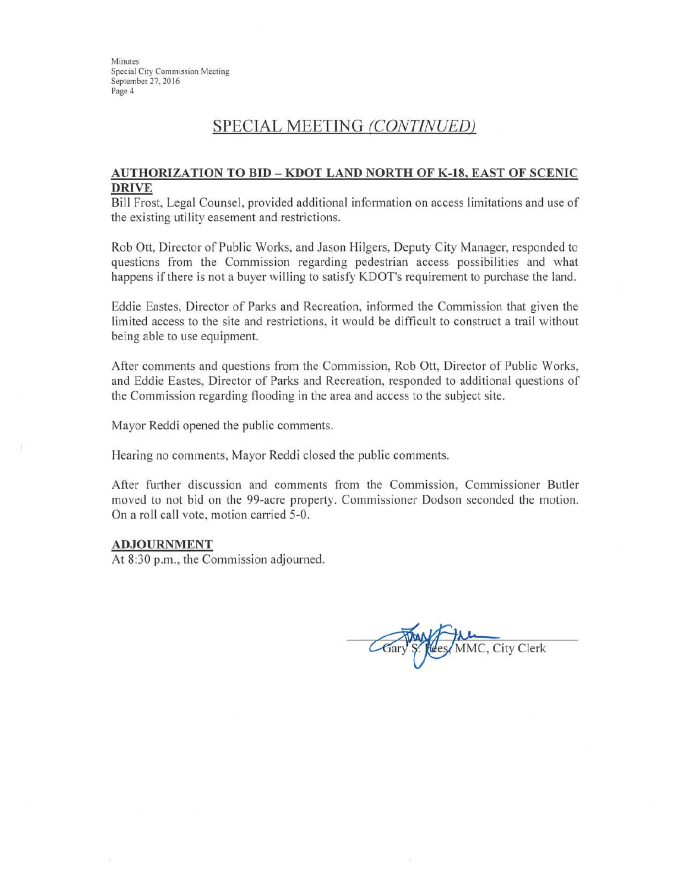## SPECIAL MEETING *(CONTINUED)*

**AUTHORIZATION TO BID – KDOT LAND NORTH OF K-18, EAST OF SCENIC DRIVE**

Bill Frost, Legal Counsel, provided additional information on access limitations and use of the existing utility easement and restrictions.

Rob Ott, Director of Public Works, and Jason Hilgers, Deputy City Manager, responded to questions from the Commission regarding pedestrian access possibilities and what happens if there is not a buyer willing to satisfy KDOT's requirement to purchase the land.

Eddie Eastes, Director of Parks and Recreation, informed the Commission that given the limited access to the site and restrictions, it would be difficult to construct a trail without being able to use equipment.

After comments and questions from the Commission, Rob Ott, Director of Public Works, and Eddie Eastes, Director of Parks and Recreation, responded to additional questions of the Commission regarding flooding in the area and access to the subject site.

Mayor Reddi opened the public comments.

Hearing no comments, Mayor Reddi closed the public comments.

After further discussion and comments from the Commission, Commissioner Butler moved to not bid on the 99-acre property. Commissioner Dodson seconded the motion. On a roll call vote, motion carried 5-0.

**ADJOURNMENT**

At 8:30 p.m., the Commission adjourned.

Gary S. Fees, MMC, City Clerk